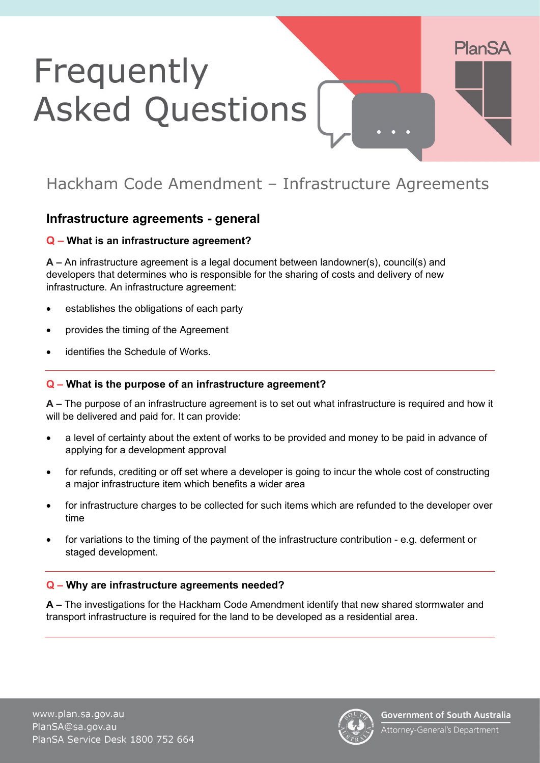# Frequently Asked Questions

## Hackham Code Amendment – Infrastructure Agreements

### Infrastructure agreements - general

**Q – What is an infrastructure agreement?**

**A –** An infrastructure agreement is a legal document between landowner(s), council(s) and developers that determines who is responsible for the sharing of costs and delivery of new infrastructure. An infrastructure agreement:

- establishes the obligations of each party
- provides the timing of the Agreement
- identifies the Schedule of Works.

---

**Q – What is the purpose of an infrastructure agreement?**

**A –** The purpose of an infrastructure agreement is to set out what infrastructure is required and how it will be delivered and paid for. It can provide:

- a level of certainty about the extent of works to be provided and money to be paid in advance of applying for a development approval
- for refunds, crediting or off set where a developer is going to incur the whole cost of constructing a major infrastructure item which benefits a wider area
- for infrastructure charges to be collected for such items which are refunded to the developer over time
- for variations to the timing of the payment of the infrastructure contribution - e.g. deferment or staged development.

---

**Q – Why are infrastructure agreements needed?**

**A –** The investigations for the Hackham Code Amendment identify that new shared stormwater and transport infrastructure is required for the land to be developed as a residential area.

---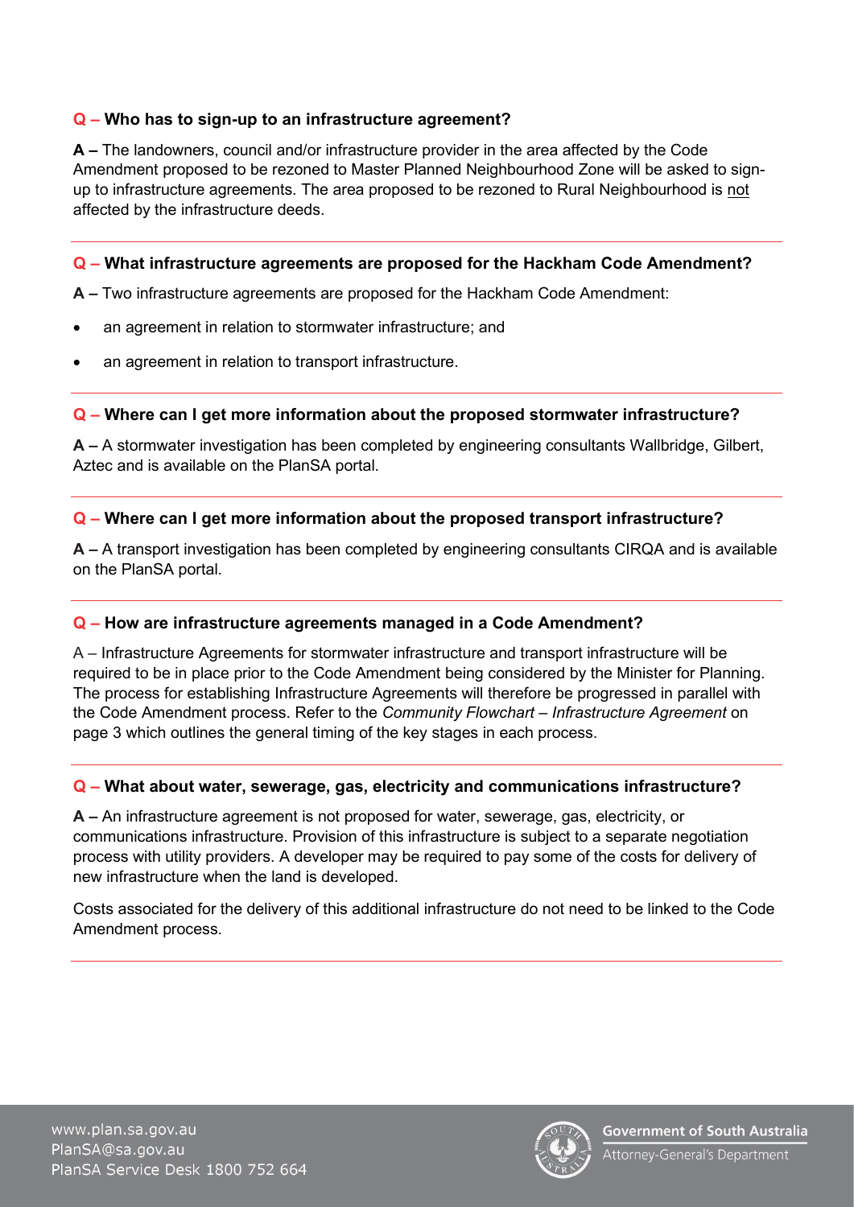**Q – Who has to sign-up to an infrastructure agreement?**

**A –** The landowners, council and/or infrastructure provider in the area affected by the Code Amendment proposed to be rezoned to Master Planned Neighbourhood Zone will be asked to sign-up to infrastructure agreements. The area proposed to be rezoned to Rural Neighbourhood is not affected by the infrastructure deeds.

---

**Q – What infrastructure agreements are proposed for the Hackham Code Amendment?**

**A –** Two infrastructure agreements are proposed for the Hackham Code Amendment:

- an agreement in relation to stormwater infrastructure; and
- an agreement in relation to transport infrastructure.

---

**Q – Where can I get more information about the proposed stormwater infrastructure?**

**A –** A stormwater investigation has been completed by engineering consultants Wallbridge, Gilbert, Aztec and is available on the PlanSA portal.

---

**Q – Where can I get more information about the proposed transport infrastructure?**

**A –** A transport investigation has been completed by engineering consultants CIRQA and is available on the PlanSA portal.

---

**Q – How are infrastructure agreements managed in a Code Amendment?**

A – Infrastructure Agreements for stormwater infrastructure and transport infrastructure will be required to be in place prior to the Code Amendment being considered by the Minister for Planning. The process for establishing Infrastructure Agreements will therefore be progressed in parallel with the Code Amendment process. Refer to the *Community Flowchart – Infrastructure Agreement* on page 3 which outlines the general timing of the key stages in each process.

---

**Q – What about water, sewerage, gas, electricity and communications infrastructure?**

**A –** An infrastructure agreement is not proposed for water, sewerage, gas, electricity, or communications infrastructure. Provision of this infrastructure is subject to a separate negotiation process with utility providers. A developer may be required to pay some of the costs for delivery of new infrastructure when the land is developed.

Costs associated for the delivery of this additional infrastructure do not need to be linked to the Code Amendment process.

---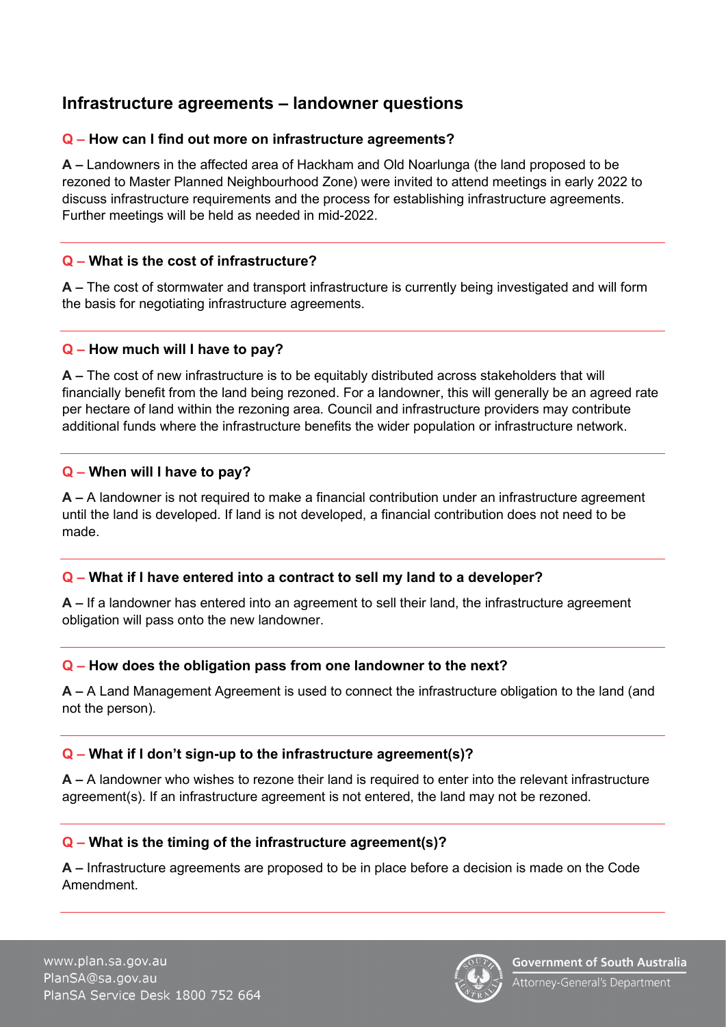## Infrastructure agreements – landowner questions

**Q – How can I find out more on infrastructure agreements?**

**A –** Landowners in the affected area of Hackham and Old Noarlunga (the land proposed to be rezoned to Master Planned Neighbourhood Zone) were invited to attend meetings in early 2022 to discuss infrastructure requirements and the process for establishing infrastructure agreements. Further meetings will be held as needed in mid-2022.

---

**Q – What is the cost of infrastructure?**

**A –** The cost of stormwater and transport infrastructure is currently being investigated and will form the basis for negotiating infrastructure agreements.

---

**Q – How much will I have to pay?**

**A –** The cost of new infrastructure is to be equitably distributed across stakeholders that will financially benefit from the land being rezoned. For a landowner, this will generally be an agreed rate per hectare of land within the rezoning area. Council and infrastructure providers may contribute additional funds where the infrastructure benefits the wider population or infrastructure network.

---

**Q – When will I have to pay?**

**A –** A landowner is not required to make a financial contribution under an infrastructure agreement until the land is developed. If land is not developed, a financial contribution does not need to be made.

---

**Q – What if I have entered into a contract to sell my land to a developer?**

**A –** If a landowner has entered into an agreement to sell their land, the infrastructure agreement obligation will pass onto the new landowner.

---

**Q – How does the obligation pass from one landowner to the next?**

**A –** A Land Management Agreement is used to connect the infrastructure obligation to the land (and not the person).

---

**Q – What if I don't sign-up to the infrastructure agreement(s)?**

**A –** A landowner who wishes to rezone their land is required to enter into the relevant infrastructure agreement(s). If an infrastructure agreement is not entered, the land may not be rezoned.

---

**Q – What is the timing of the infrastructure agreement(s)?**

**A –** Infrastructure agreements are proposed to be in place before a decision is made on the Code Amendment.

---

www.plan.sa.gov.au
PlanSA@sa.gov.au
PlanSA Service Desk 1800 752 664

Government of South Australia
Attorney-General's Department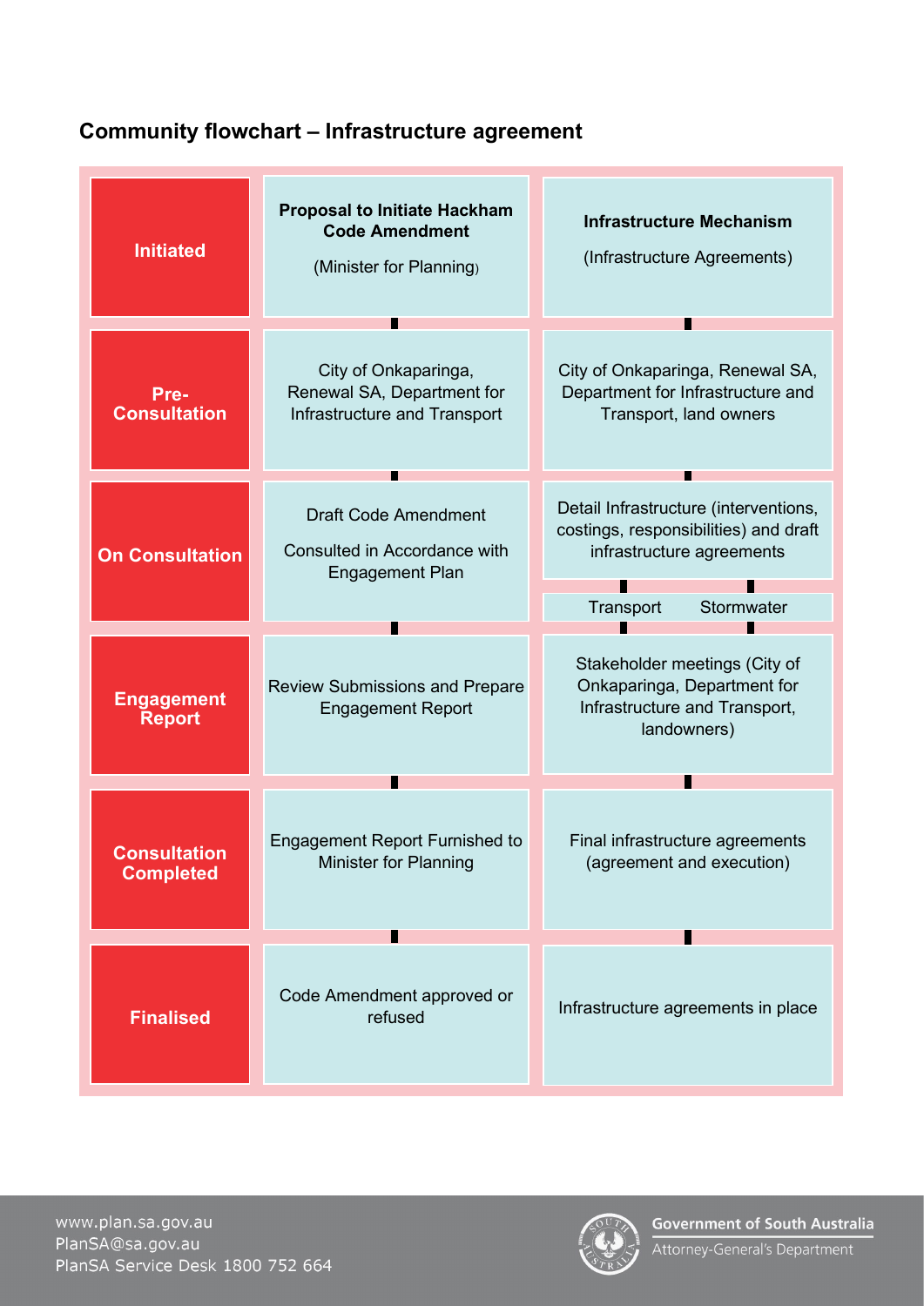## Community flowchart – Infrastructure agreement

| | | |
|---|---|---|
| **Initiated** | **Proposal to Initiate Hackham Code Amendment**<br><br>(Minister for Planning) | **Infrastructure Mechanism**<br><br>(Infrastructure Agreements) |
| **Pre-Consultation** | City of Onkaparinga, Renewal SA, Department for Infrastructure and Transport | City of Onkaparinga, Renewal SA, Department for Infrastructure and Transport, land owners |
| **On Consultation** | Draft Code Amendment<br><br>Consulted in Accordance with Engagement Plan | Detail Infrastructure (interventions, costings, responsibilities) and draft infrastructure agreements<br><br>Transport Stormwater |
| **Engagement Report** | Review Submissions and Prepare Engagement Report | Stakeholder meetings (City of Onkaparinga, Department for Infrastructure and Transport, landowners) |
| **Consultation Completed** | Engagement Report Furnished to Minister for Planning | Final infrastructure agreements (agreement and execution) |
| **Finalised** | Code Amendment approved or refused | Infrastructure agreements in place |

www.plan.sa.gov.au
PlanSA@sa.gov.au
PlanSA Service Desk 1800 752 664

Government of South Australia
Attorney-General's Department